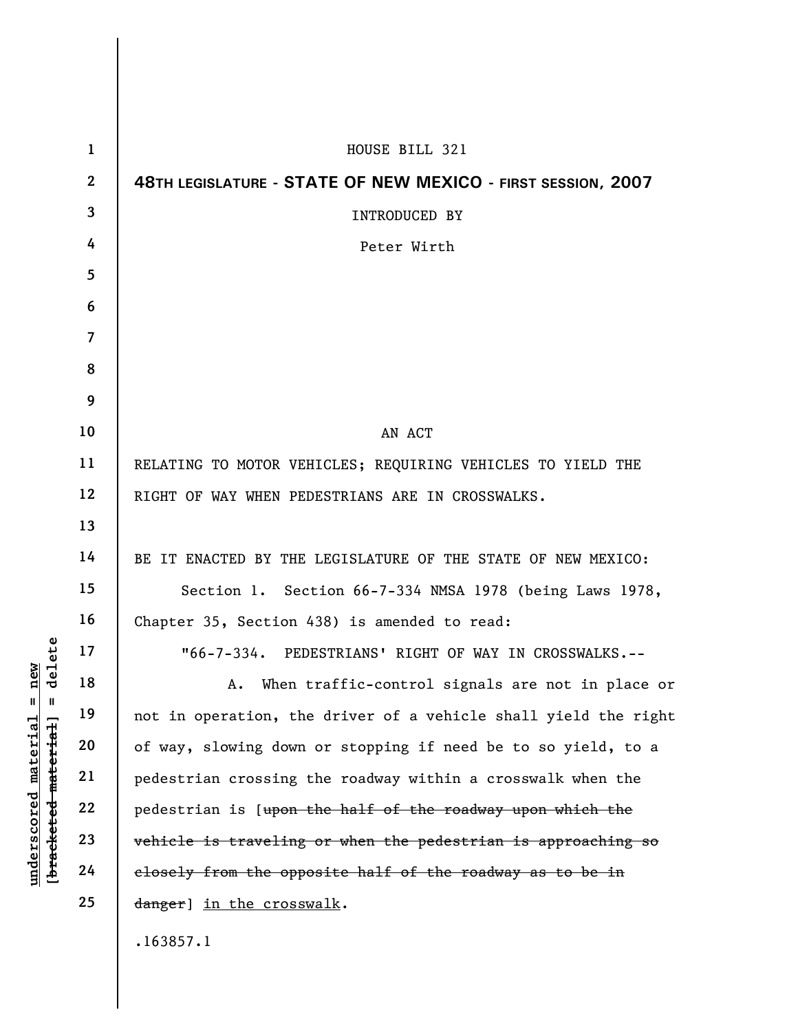HOUSE BILL 321

**48TH LEGISLATURE - STATE OF NEW MEXICO - FIRST SESSION, 2007**

INTRODUCED BY

Peter Wirth

AN ACT

RELATING TO MOTOR VEHICLES; REQUIRING VEHICLES TO YIELD THE RIGHT OF WAY WHEN PEDESTRIANS ARE IN CROSSWALKS.

BE IT ENACTED BY THE LEGISLATURE OF THE STATE OF NEW MEXICO:

Section 1. Section 66-7-334 NMSA 1978 (being Laws 1978, Chapter 35, Section 438) is amended to read:

"66-7-334. PEDESTRIANS' RIGHT OF WAY IN CROSSWALKS.--

A. When traffic-control signals are not in place or not in operation, the driver of a vehicle shall yield the right of way, slowing down or stopping if need be to so yield, to a pedestrian crossing the roadway within a crosswalk when the pedestrian is [~~upon the half of the roadway upon which the vehicle is traveling or when the pedestrian is approaching so closely from the opposite half of the roadway as to be in danger~~] <u>in the crosswalk</u>.

.163857.1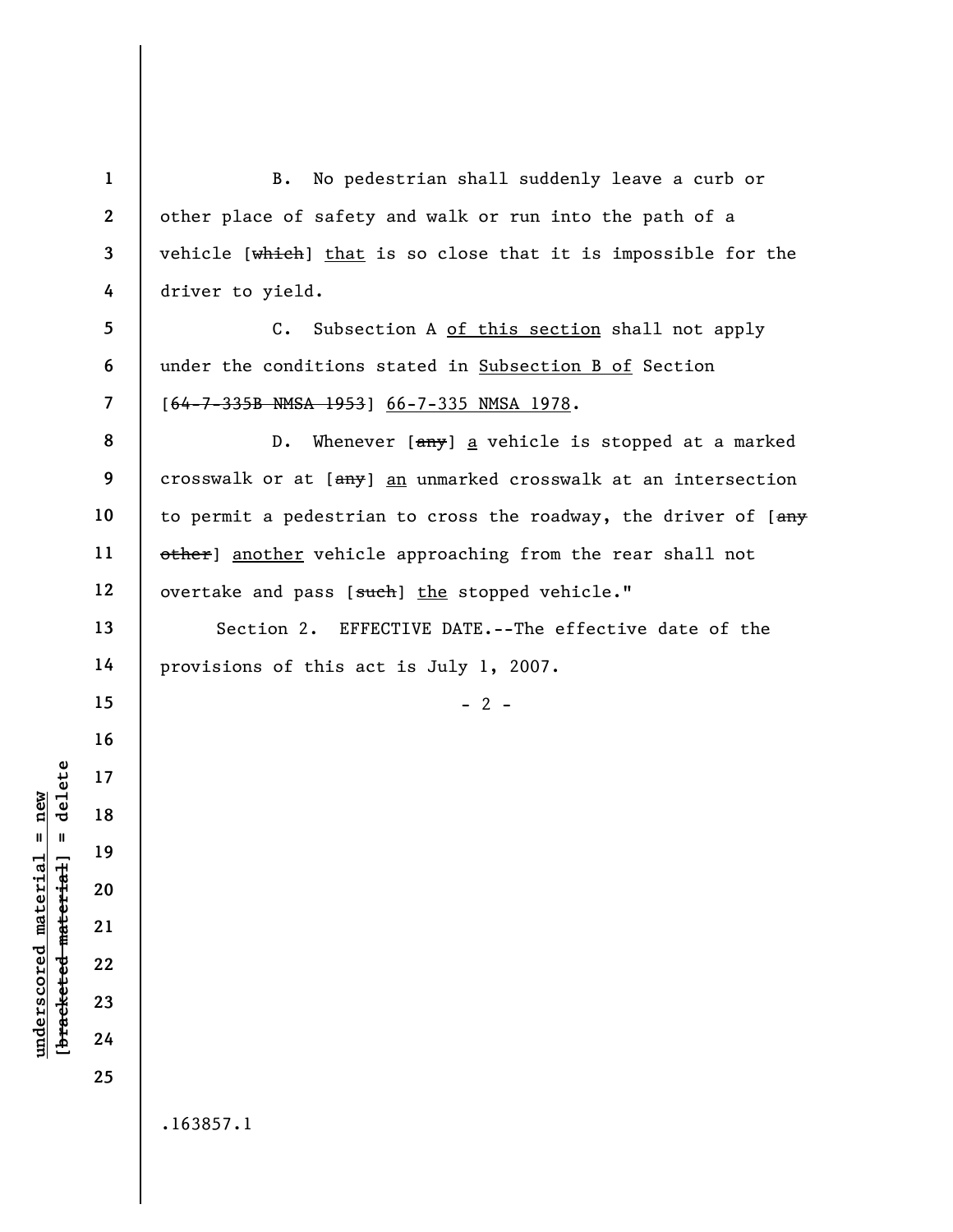B. No pedestrian shall suddenly leave a curb or other place of safety and walk or run into the path of a vehicle [~~which~~] <u>that</u> is so close that it is impossible for the driver to yield.

C. Subsection A <u>of this section</u> shall not apply under the conditions stated in <u>Subsection B of</u> Section [~~64-7-335B NMSA 1953~~] <u>66-7-335 NMSA 1978</u>.

D. Whenever [~~any~~] <u>a</u> vehicle is stopped at a marked crosswalk or at [~~any~~] <u>an</u> unmarked crosswalk at an intersection to permit a pedestrian to cross the roadway, the driver of [~~any other~~] <u>another</u> vehicle approaching from the rear shall not overtake and pass [~~such~~] <u>the</u> stopped vehicle."

Section 2. EFFECTIVE DATE.--The effective date of the provisions of this act is July 1, 2007.

.163857.1